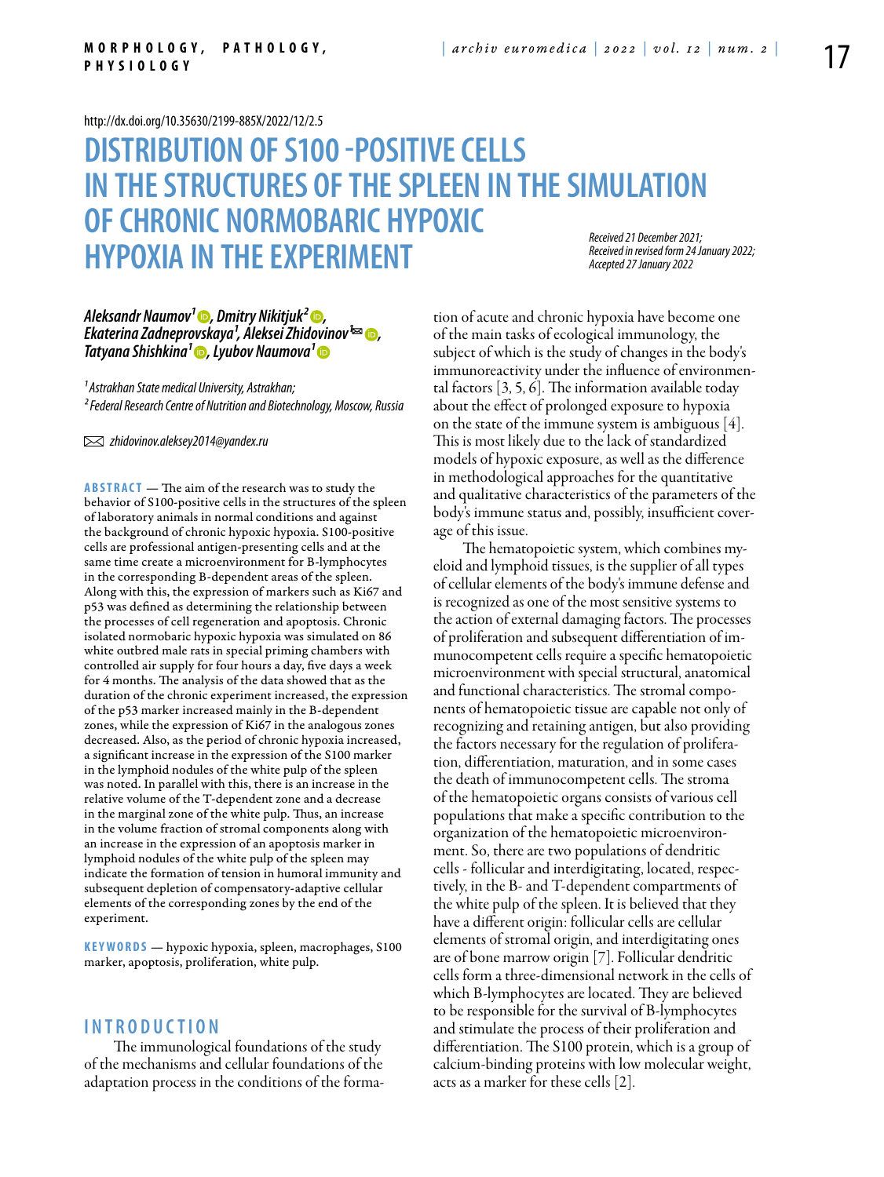http://dx.doi.org/10.35630/2199-885X/2022/12/2.5

# DISTRIBUTION OF S100 -POSITIVE CELLS IN THE STRUCTURES OF THE SPLEEN IN THE SIMULATION OF CHRONIC NORMOBARIC HYPOXIC HYPOXIA IN THE EXPERIMENT

*Received 21 December 2021; Received in revised form 24 January 2022; Accepted 27 January 2022*

***Aleksandr Naumov[1], Dmitry Nikitjuk[2], Ekaterina Zadneprovskaya[1], Aleksei Zhidovinov[1], Tatyana Shishkina[1], Lyubov Naumova[1]***

*[1] Astrakhan State medical University, Astrakhan;*
*[2] Federal Research Centre of Nutrition and Biotechnology, Moscow, Russia*

*zhidovinov.aleksey2014@yandex.ru*

**ABSTRACT** — The aim of the research was to study the behavior of S100-positive cells in the structures of the spleen of laboratory animals in normal conditions and against the background of chronic hypoxic hypoxia. S100-positive cells are professional antigen-presenting cells and at the same time create a microenvironment for B-lymphocytes in the corresponding B-dependent areas of the spleen. Along with this, the expression of markers such as Ki67 and p53 was defined as determining the relationship between the processes of cell regeneration and apoptosis. Chronic isolated normobaric hypoxic hypoxia was simulated on 86 white outbred male rats in special priming chambers with controlled air supply for four hours a day, five days a week for 4 months. The analysis of the data showed that as the duration of the chronic experiment increased, the expression of the p53 marker increased mainly in the B-dependent zones, while the expression of Ki67 in the analogous zones decreased. Also, as the period of chronic hypoxia increased, a significant increase in the expression of the S100 marker in the lymphoid nodules of the white pulp of the spleen was noted. In parallel with this, there is an increase in the relative volume of the T-dependent zone and a decrease in the marginal zone of the white pulp. Thus, an increase in the volume fraction of stromal components along with an increase in the expression of an apoptosis marker in lymphoid nodules of the white pulp of the spleen may indicate the formation of tension in humoral immunity and subsequent depletion of compensatory-adaptive cellular elements of the corresponding zones by the end of the experiment.

**KEYWORDS** — hypoxic hypoxia, spleen, macrophages, S100 marker, apoptosis, proliferation, white pulp.

## INTRODUCTION

The immunological foundations of the study of the mechanisms and cellular foundations of the adaptation process in the conditions of the formation of acute and chronic hypoxia have become one of the main tasks of ecological immunology, the subject of which is the study of changes in the body's immunoreactivity under the influence of environmental factors [3, 5, 6]. The information available today about the effect of prolonged exposure to hypoxia on the state of the immune system is ambiguous [4]. This is most likely due to the lack of standardized models of hypoxic exposure, as well as the difference in methodological approaches for the quantitative and qualitative characteristics of the parameters of the body's immune status and, possibly, insufficient coverage of this issue.

The hematopoietic system, which combines myeloid and lymphoid tissues, is the supplier of all types of cellular elements of the body's immune defense and is recognized as one of the most sensitive systems to the action of external damaging factors. The processes of proliferation and subsequent differentiation of immunocompetent cells require a specific hematopoietic microenvironment with special structural, anatomical and functional characteristics. The stromal components of hematopoietic tissue are capable not only of recognizing and retaining antigen, but also providing the factors necessary for the regulation of proliferation, differentiation, maturation, and in some cases the death of immunocompetent cells. The stroma of the hematopoietic organs consists of various cell populations that make a specific contribution to the organization of the hematopoietic microenvironment. So, there are two populations of dendritic cells - follicular and interdigitating, located, respectively, in the B- and T-dependent compartments of the white pulp of the spleen. It is believed that they have a different origin: follicular cells are cellular elements of stromal origin, and interdigitating ones are of bone marrow origin [7]. Follicular dendritic cells form a three-dimensional network in the cells of which B-lymphocytes are located. They are believed to be responsible for the survival of B-lymphocytes and stimulate the process of their proliferation and differentiation. The S100 protein, which is a group of calcium-binding proteins with low molecular weight, acts as a marker for these cells [2].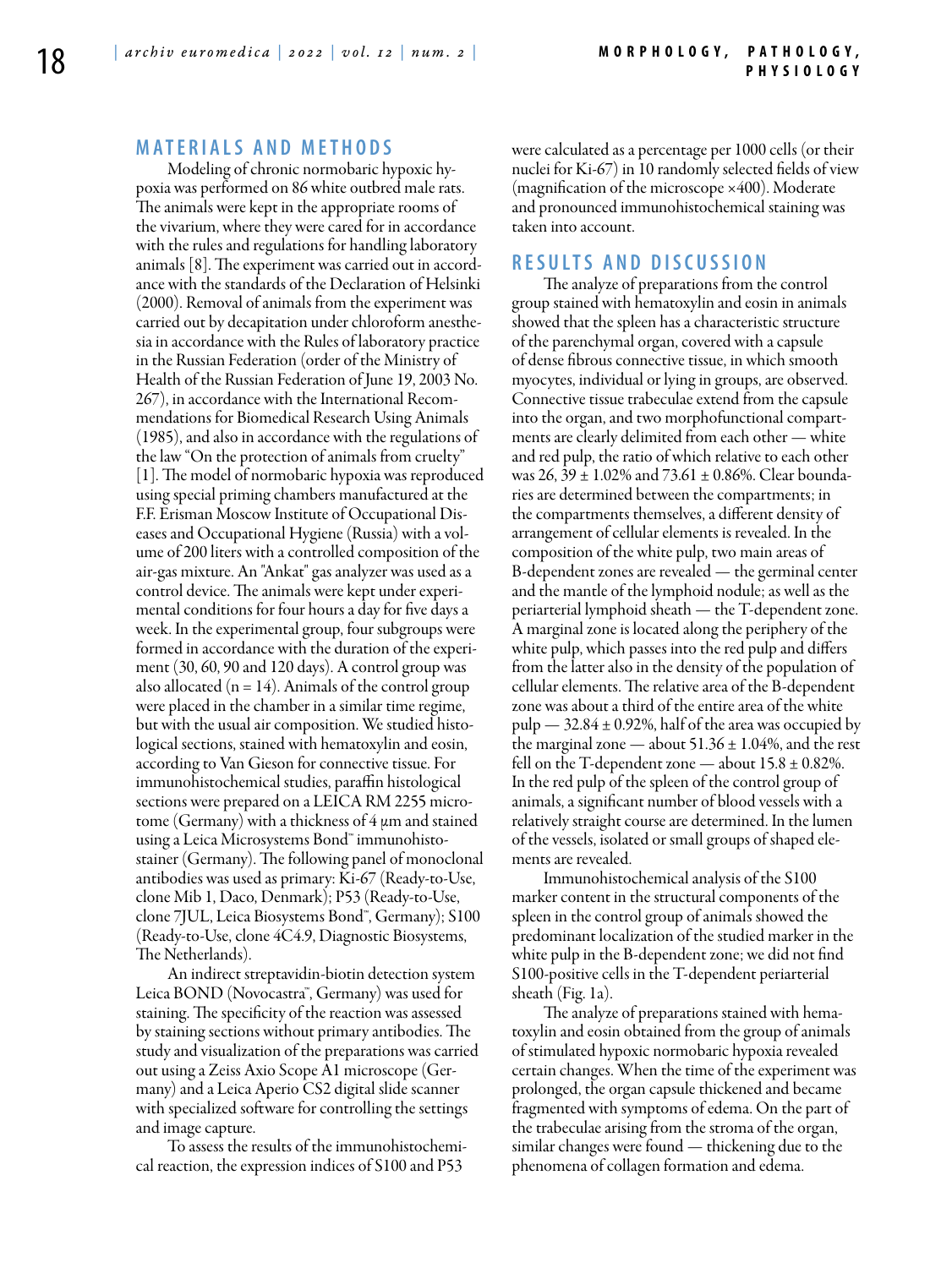## MATERIALS AND METHODS

Modeling of chronic normobaric hypoxic hypoxia was performed on 86 white outbred male rats. The animals were kept in the appropriate rooms of the vivarium, where they were cared for in accordance with the rules and regulations for handling laboratory animals [8]. The experiment was carried out in accordance with the standards of the Declaration of Helsinki (2000). Removal of animals from the experiment was carried out by decapitation under chloroform anesthesia in accordance with the Rules of laboratory practice in the Russian Federation (order of the Ministry of Health of the Russian Federation of June 19, 2003 No. 267), in accordance with the International Recommendations for Biomedical Research Using Animals (1985), and also in accordance with the regulations of the law "On the protection of animals from cruelty" [1]. The model of normobaric hypoxia was reproduced using special priming chambers manufactured at the F.F. Erisman Moscow Institute of Occupational Diseases and Occupational Hygiene (Russia) with a volume of 200 liters with a controlled composition of the air-gas mixture. An "Ankat" gas analyzer was used as a control device. The animals were kept under experimental conditions for four hours a day for five days a week. In the experimental group, four subgroups were formed in accordance with the duration of the experiment (30, 60, 90 and 120 days). A control group was also allocated (n = 14). Animals of the control group were placed in the chamber in a similar time regime, but with the usual air composition. We studied histological sections, stained with hematoxylin and eosin, according to Van Gieson for connective tissue. For immunohistochemical studies, paraffin histological sections were prepared on a LEICA RM 2255 microtome (Germany) with a thickness of 4 μm and stained using a Leica Microsystems Bond™ immunohistostainer (Germany). The following panel of monoclonal antibodies was used as primary: Ki-67 (Ready-to-Use, clone Mib 1, Daco, Denmark); P53 (Ready-to-Use, clone 7JUL, Leica Biosystems Bond™, Germany); S100 (Ready-to-Use, clone 4C4.9, Diagnostic Biosystems, The Netherlands).

An indirect streptavidin-biotin detection system Leica BOND (Novocastra™, Germany) was used for staining. The specificity of the reaction was assessed by staining sections without primary antibodies. The study and visualization of the preparations was carried out using a Zeiss Axio Scope A1 microscope (Germany) and a Leica Aperio CS2 digital slide scanner with specialized software for controlling the settings and image capture.

To assess the results of the immunohistochemical reaction, the expression indices of S100 and P53 were calculated as a percentage per 1000 cells (or their nuclei for Ki-67) in 10 randomly selected fields of view (magnification of the microscope ×400). Moderate and pronounced immunohistochemical staining was taken into account.

## RESULTS AND DISCUSSION

The analyze of preparations from the control group stained with hematoxylin and eosin in animals showed that the spleen has a characteristic structure of the parenchymal organ, covered with a capsule of dense fibrous connective tissue, in which smooth myocytes, individual or lying in groups, are observed. Connective tissue trabeculae extend from the capsule into the organ, and two morphofunctional compartments are clearly delimited from each other — white and red pulp, the ratio of which relative to each other was 26, 39 ± 1.02% and 73.61 ± 0.86%. Clear boundaries are determined between the compartments; in the compartments themselves, a different density of arrangement of cellular elements is revealed. In the composition of the white pulp, two main areas of B-dependent zones are revealed — the germinal center and the mantle of the lymphoid nodule; as well as the periarterial lymphoid sheath — the T-dependent zone. A marginal zone is located along the periphery of the white pulp, which passes into the red pulp and differs from the latter also in the density of the population of cellular elements. The relative area of the B-dependent zone was about a third of the entire area of the white pulp — 32.84 ± 0.92%, half of the area was occupied by the marginal zone — about 51.36 ± 1.04%, and the rest fell on the T-dependent zone — about 15.8 ± 0.82%. In the red pulp of the spleen of the control group of animals, a significant number of blood vessels with a relatively straight course are determined. In the lumen of the vessels, isolated or small groups of shaped elements are revealed.

Immunohistochemical analysis of the S100 marker content in the structural components of the spleen in the control group of animals showed the predominant localization of the studied marker in the white pulp in the B-dependent zone; we did not find S100-positive cells in the T-dependent periarterial sheath (Fig. 1a).

The analyze of preparations stained with hematoxylin and eosin obtained from the group of animals of stimulated hypoxic normobaric hypoxia revealed certain changes. When the time of the experiment was prolonged, the organ capsule thickened and became fragmented with symptoms of edema. On the part of the trabeculae arising from the stroma of the organ, similar changes were found — thickening due to the phenomena of collagen formation and edema.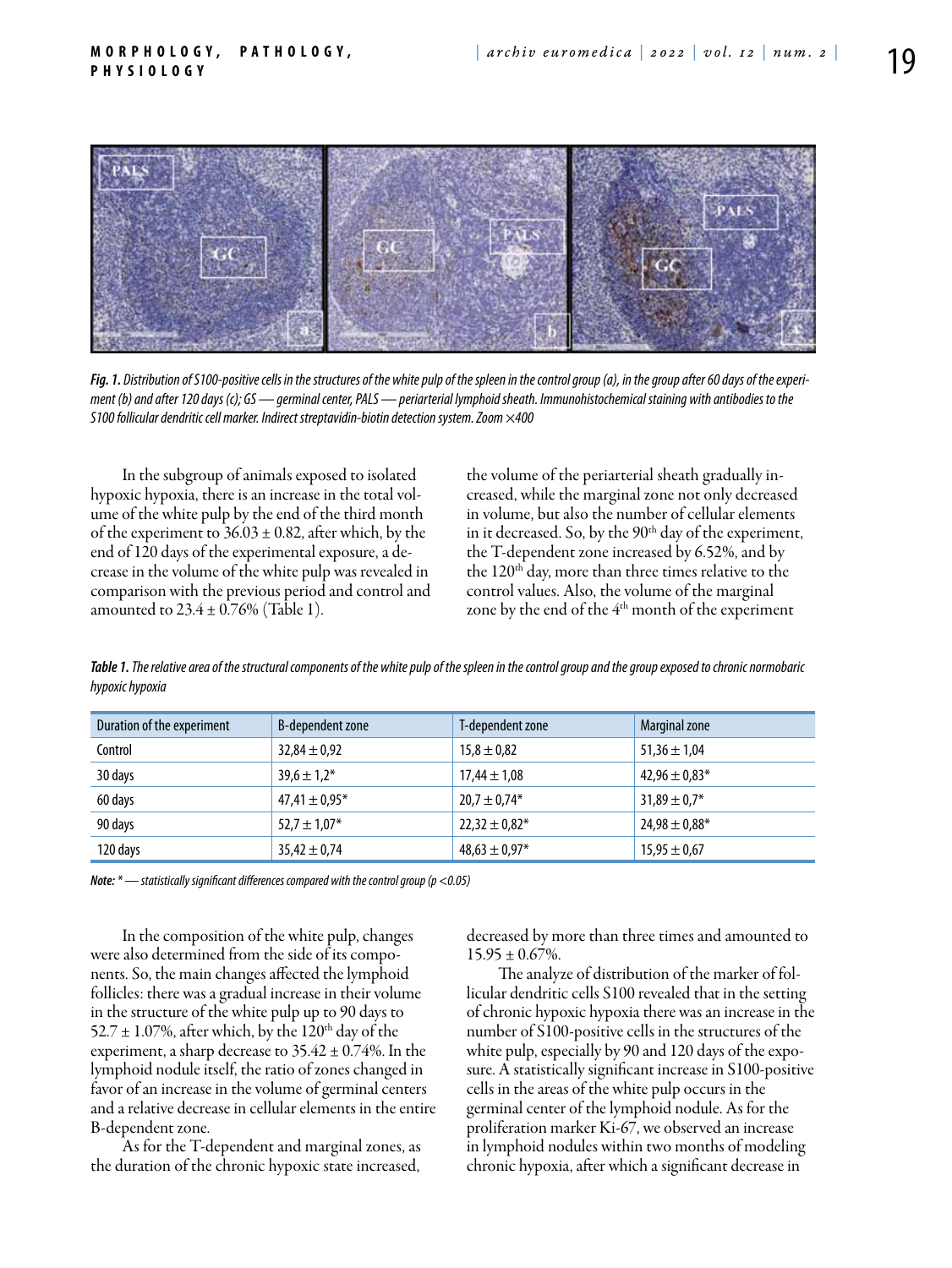*Fig. 1. Distribution of S100-positive cells in the structures of the white pulp of the spleen in the control group (a), in the group after 60 days of the experiment (b) and after 120 days (c); GS — germinal center, PALS — periarterial lymphoid sheath. Immunohistochemical staining with antibodies to the S100 follicular dendritic cell marker. Indirect streptavidin-biotin detection system. Zoom ×400*

In the subgroup of animals exposed to isolated hypoxic hypoxia, there is an increase in the total volume of the white pulp by the end of the third month of the experiment to 36.03 ± 0.82, after which, by the end of 120 days of the experimental exposure, a decrease in the volume of the white pulp was revealed in comparison with the previous period and control and amounted to 23.4 ± 0.76% (Table 1).

*Table 1. The relative area of the structural components of the white pulp of the spleen in the control group and the group exposed to chronic normobaric hypoxic hypoxia*

| Duration of the experiment | B-dependent zone | T-dependent zone | Marginal zone |
|---|---|---|---|
| Control | 32,84 ± 0,92 | 15,8 ± 0,82 | 51,36 ± 1,04 |
| 30 days | 39,6 ± 1,2* | 17,44 ± 1,08 | 42,96 ± 0,83* |
| 60 days | 47,41 ± 0,95* | 20,7 ± 0,74* | 31,89 ± 0,7* |
| 90 days | 52,7 ± 1,07* | 22,32 ± 0,82* | 24,98 ± 0,88* |
| 120 days | 35,42 ± 0,74 | 48,63 ± 0,97* | 15,95 ± 0,67 |

*Note: * — statistically significant differences compared with the control group (p <0.05)*

In the composition of the white pulp, changes were also determined from the side of its components. So, the main changes affected the lymphoid follicles: there was a gradual increase in their volume in the structure of the white pulp up to 90 days to 52.7 ± 1.07%, after which, by the 120th day of the experiment, a sharp decrease to 35.42 ± 0.74%. In the lymphoid nodule itself, the ratio of zones changed in favor of an increase in the volume of germinal centers and a relative decrease in cellular elements in the entire B-dependent zone.

As for the T-dependent and marginal zones, as the duration of the chronic hypoxic state increased, the volume of the periarterial sheath gradually increased, while the marginal zone not only decreased in volume, but also the number of cellular elements in it decreased. So, by the 90th day of the experiment, the T-dependent zone increased by 6.52%, and by the 120th day, more than three times relative to the control values. Also, the volume of the marginal zone by the end of the 4th month of the experiment decreased by more than three times and amounted to 15.95 ± 0.67%.

The analyze of distribution of the marker of follicular dendritic cells S100 revealed that in the setting of chronic hypoxic hypoxia there was an increase in the number of S100-positive cells in the structures of the white pulp, especially by 90 and 120 days of the exposure. A statistically significant increase in S100-positive cells in the areas of the white pulp occurs in the germinal center of the lymphoid nodule. As for the proliferation marker Ki-67, we observed an increase in lymphoid nodules within two months of modeling chronic hypoxia, after which a significant decrease in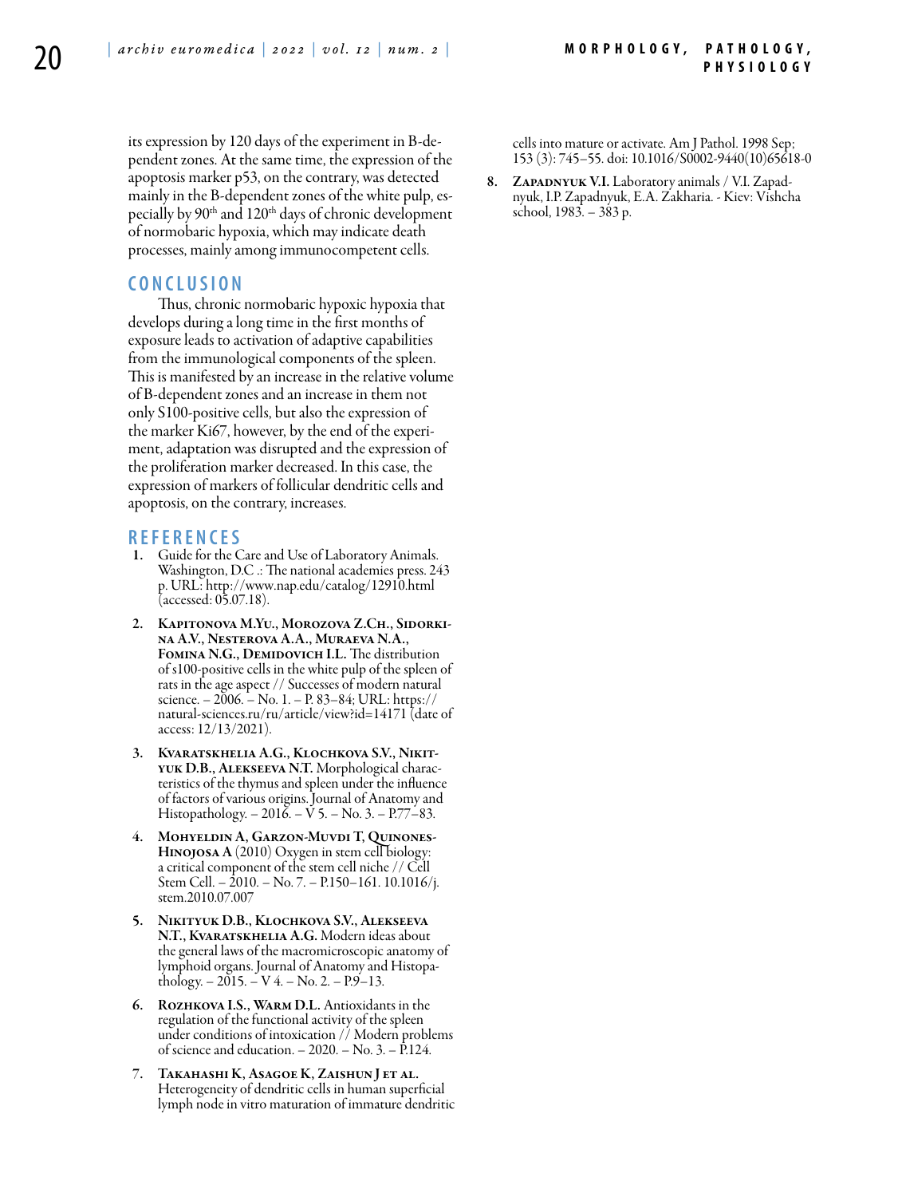its expression by 120 days of the experiment in B-dependent zones. At the same time, the expression of the apoptosis marker p53, on the contrary, was detected mainly in the B-dependent zones of the white pulp, especially by 90th and 120th days of chronic development of normobaric hypoxia, which may indicate death processes, mainly among immunocompetent cells.

## CONCLUSION

Thus, chronic normobaric hypoxic hypoxia that develops during a long time in the first months of exposure leads to activation of adaptive capabilities from the immunological components of the spleen. This is manifested by an increase in the relative volume of B-dependent zones and an increase in them not only S100-positive cells, but also the expression of the marker Ki67, however, by the end of the experiment, adaptation was disrupted and the expression of the proliferation marker decreased. In this case, the expression of markers of follicular dendritic cells and apoptosis, on the contrary, increases.

## REFERENCES

1. Guide for the Care and Use of Laboratory Animals. Washington, D.C .: The national academies press. 243 p. URL: http://www.nap.edu/catalog/12910.html (accessed: 05.07.18).
2. **Kapitonova M.Yu., Morozova Z.Ch., Sidorkina A.V., Nesterova A.A., Muraeva N.A., Fomina N.G., Demidovich I.L.** The distribution of s100-positive cells in the white pulp of the spleen of rats in the age aspect // Successes of modern natural science. – 2006. – No. 1. – P. 83–84; URL: https://natural-sciences.ru/ru/article/view?id=14171 (date of access: 12/13/2021).
3. **Kvaratskhelia A.G., Klochkova S.V., Nikityuk D.B., Alekseeva N.T.** Morphological characteristics of the thymus and spleen under the influence of factors of various origins. Journal of Anatomy and Histopathology. – 2016. – V 5. – No. 3. – P.77–83.
4. **Mohyeldin A, Garzon-Muvdi T, Quinones-Hinojosa A** (2010) Oxygen in stem cell biology: a critical component of the stem cell niche // Cell Stem Cell. – 2010. – No. 7. – P.150–161. 10.1016/j.stem.2010.07.007
5. **Nikityuk D.B., Klochkova S.V., Alekseeva N.T., Kvaratskhelia A.G.** Modern ideas about the general laws of the macromicroscopic anatomy of lymphoid organs. Journal of Anatomy and Histopathology. – 2015. – V 4. – No. 2. – P.9–13.
6. **Rozhkova I.S., Warm D.L.** Antioxidants in the regulation of the functional activity of the spleen under conditions of intoxication // Modern problems of science and education. – 2020. – No. 3. – P.124.
7. **Takahashi K, Asagoe K, Zaishun J et al.** Heterogeneity of dendritic cells in human superficial lymph node in vitro maturation of immature dendritic cells into mature or activate. Am J Pathol. 1998 Sep; 153 (3): 745–55. doi: 10.1016/S0002-9440(10)65618-0
8. **Zapadnyuk V.I.** Laboratory animals / V.I. Zapadnyuk, I.P. Zapadnyuk, E.A. Zakharia. - Kiev: Vishcha school, 1983. – 383 p.